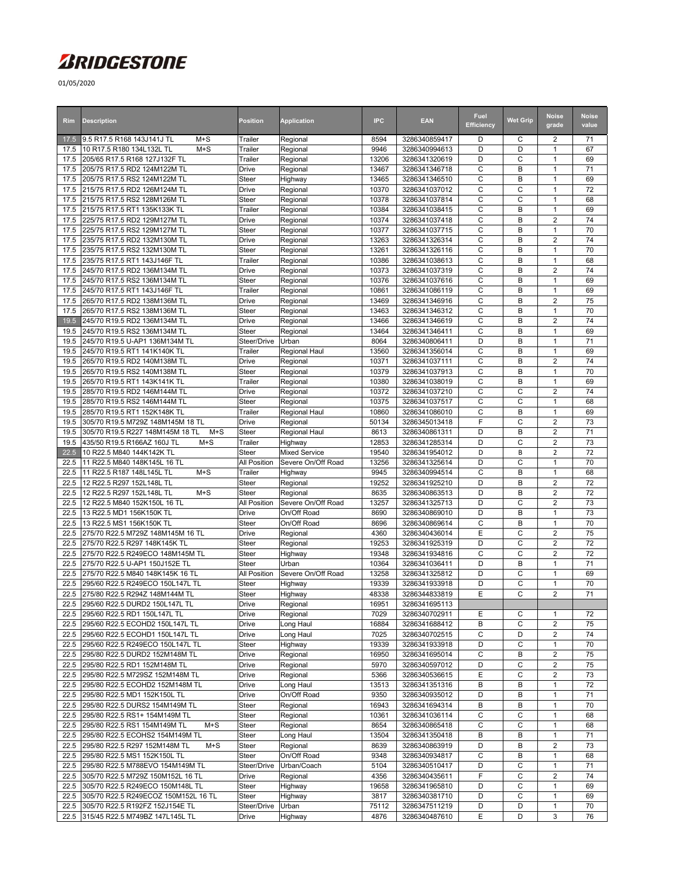# BRIDGESTONE

01/05/2020

| Rim | Description | Position | Application | IPC | EAN | Fuel Efficiency | Wet Grip | Noise grade | Noise value |
|---|---|---|---|---|---|---|---|---|---|
| 17.5 | 9.5 R17.5 R168 143J141J TL M+S | Trailer | Regional | 8594 | 3286340859417 | D | C | 2 | 71 |
| 17.5 | 10 R17.5 R180 134L132L TL M+S | Trailer | Regional | 9946 | 3286340994613 | D | D | 1 | 67 |
| 17.5 | 205/65 R17.5 R168 127J132F TL | Trailer | Regional | 13206 | 3286341320619 | D | C | 1 | 69 |
| 17.5 | 205/75 R17.5 RD2 124M122M TL | Drive | Regional | 13467 | 3286341346718 | C | B | 1 | 71 |
| 17.5 | 205/75 R17.5 RS2 124M122M TL | Steer | Highway | 13465 | 3286341346510 | C | B | 1 | 69 |
| 17.5 | 215/75 R17.5 RD2 126M124M TL | Drive | Regional | 10370 | 3286341037012 | C | C | 1 | 72 |
| 17.5 | 215/75 R17.5 RS2 128M126M TL | Steer | Regional | 10378 | 3286341037814 | C | C | 1 | 68 |
| 17.5 | 215/75 R17.5 RT1 135K133K TL | Trailer | Regional | 10384 | 3286341038415 | C | B | 1 | 69 |
| 17.5 | 225/75 R17.5 RD2 129M127M TL | Drive | Regional | 10374 | 3286341037418 | C | B | 2 | 74 |
| 17.5 | 225/75 R17.5 RS2 129M127M TL | Steer | Regional | 10377 | 3286341037715 | C | B | 1 | 70 |
| 17.5 | 235/75 R17.5 RD2 132M130M TL | Drive | Regional | 13263 | 3286341326314 | C | B | 2 | 74 |
| 17.5 | 235/75 R17.5 RS2 132M130M TL | Steer | Regional | 13261 | 3286341326116 | C | B | 1 | 70 |
| 17.5 | 235/75 R17.5 RT1 143J146F TL | Trailer | Regional | 10386 | 3286341038613 | C | B | 1 | 68 |
| 17.5 | 245/70 R17.5 RD2 136M134M TL | Drive | Regional | 10373 | 3286341037319 | C | B | 2 | 74 |
| 17.5 | 245/70 R17.5 RS2 136M134M TL | Steer | Regional | 10376 | 3286341037616 | C | B | 1 | 69 |
| 17.5 | 245/70 R17.5 RT1 143J146F TL | Trailer | Regional | 10861 | 3286341086119 | C | B | 1 | 69 |
| 17.5 | 265/70 R17.5 RD2 138M136M TL | Drive | Regional | 13469 | 3286341346916 | C | B | 2 | 75 |
| 17.5 | 265/70 R17.5 RS2 138M136M TL | Steer | Regional | 13463 | 3286341346312 | C | B | 1 | 70 |
| 19.5 | 245/70 R19.5 RD2 136M134M TL | Drive | Regional | 13466 | 3286341346619 | C | B | 2 | 74 |
| 19.5 | 245/70 R19.5 RS2 136M134M TL | Steer | Regional | 13464 | 3286341346411 | C | B | 1 | 69 |
| 19.5 | 245/70 R19.5 U-AP1 136M134M TL | Steer/Drive | Urban | 8064 | 3286340806411 | D | B | 1 | 71 |
| 19.5 | 245/70 R19.5 RT1 141K140K TL | Trailer | Regional Haul | 13560 | 3286341356014 | C | B | 1 | 69 |
| 19.5 | 265/70 R19.5 RD2 140M138M TL | Drive | Regional | 10371 | 3286341037111 | C | B | 2 | 74 |
| 19.5 | 265/70 R19.5 RS2 140M138M TL | Steer | Regional | 10379 | 3286341037913 | C | B | 1 | 70 |
| 19.5 | 265/70 R19.5 RT1 143K141K TL | Trailer | Regional | 10380 | 3286341038019 | C | B | 1 | 69 |
| 19.5 | 285/70 R19.5 RD2 146M144M TL | Drive | Regional | 10372 | 3286341037210 | C | C | 2 | 74 |
| 19.5 | 285/70 R19.5 RS2 146M144M TL | Steer | Regional | 10375 | 3286341037517 | C | C | 1 | 68 |
| 19.5 | 285/70 R19.5 RT1 152K148K TL | Trailer | Regional Haul | 10860 | 3286341086010 | C | B | 1 | 69 |
| 19.5 | 305/70 R19.5 M729Z 148M145M 18 TL | Drive | Regional | 50134 | 3286345013418 | F | C | 2 | 73 |
| 19.5 | 305/70 R19.5 R227 148M145M 18 TL M+S | Steer | Regional Haul | 8613 | 3286340861311 | D | B | 2 | 71 |
| 19.5 | 435/50 R19.5 R166AZ 160J TL M+S | Trailer | Highway | 12853 | 3286341285314 | D | C | 2 | 73 |
| 22.5 | 10 R22.5 M840 144K142K TL | Steer | Mixed Service | 19540 | 3286341954012 | D | B | 2 | 72 |
| 22.5 | 11 R22.5 M840 148K145L 16 TL | All Position | Severe On/Off Road | 13256 | 3286341325614 | D | C | 1 | 70 |
| 22.5 | 11 R22.5 R187 148L145L TL M+S | Trailer | Highway | 9945 | 3286340994514 | C | B | 1 | 68 |
| 22.5 | 12 R22.5 R297 152L148L TL | Steer | Regional | 19252 | 3286341925210 | D | B | 2 | 72 |
| 22.5 | 12 R22.5 R297 152L148L TL M+S | Steer | Regional | 8635 | 3286340863513 | D | B | 2 | 72 |
| 22.5 | 12 R22.5 M840 152K150L 16 TL | All Position | Severe On/Off Road | 13257 | 3286341325713 | D | C | 2 | 73 |
| 22.5 | 13 R22.5 MD1 156K150K TL | Drive | On/Off Road | 8690 | 3286340869010 | D | B | 1 | 73 |
| 22.5 | 13 R22.5 MS1 156K150K TL | Steer | On/Off Road | 8696 | 3286340869614 | C | B | 1 | 70 |
| 22.5 | 275/70 R22.5 M729Z 148M145M 16 TL | Drive | Regional | 4360 | 3286340436014 | E | C | 2 | 75 |
| 22.5 | 275/70 R22.5 R297 148K145K TL | Steer | Regional | 19253 | 3286341925319 | D | C | 2 | 72 |
| 22.5 | 275/70 R22.5 R249ECO 148M145M TL | Steer | Highway | 19348 | 3286341934816 | C | C | 2 | 72 |
| 22.5 | 275/70 R22.5 U-AP1 150J152E TL | Steer | Urban | 10364 | 3286341036411 | D | B | 1 | 71 |
| 22.5 | 275/70 R22.5 M840 148K145K 16 TL | All Position | Severe On/Off Road | 13258 | 3286341325812 | D | C | 1 | 69 |
| 22.5 | 295/60 R22.5 R249ECO 150L147L TL | Steer | Highway | 19339 | 3286341933918 | D | C | 1 | 70 |
| 22.5 | 275/80 R22.5 R294Z 148M144M TL | Steer | Highway | 48338 | 3286344833819 | E | C | 2 | 71 |
| 22.5 | 295/60 R22.5 DURD2 150L147L TL | Drive | Regional | 16951 | 3286341695113 | | | | |
| 22.5 | 295/60 R22.5 RD1 150L147L TL | Drive | Regional | 7029 | 3286340702911 | E | C | 1 | 72 |
| 22.5 | 295/60 R22.5 ECOHD2 150L147L TL | Drive | Long Haul | 16884 | 3286341688412 | B | C | 2 | 75 |
| 22.5 | 295/60 R22.5 ECOHD1 150L147L TL | Drive | Long Haul | 7025 | 3286340702515 | C | D | 2 | 74 |
| 22.5 | 295/60 R22.5 R249ECO 150L147L TL | Steer | Highway | 19339 | 3286341933918 | D | C | 1 | 70 |
| 22.5 | 295/80 R22.5 DURD2 152M148M TL | Drive | Regional | 16950 | 3286341695014 | C | B | 2 | 75 |
| 22.5 | 295/80 R22.5 RD1 152M148M TL | Drive | Regional | 5970 | 3286340597012 | D | C | 2 | 75 |
| 22.5 | 295/80 R22.5 M729SZ 152M148M TL | Drive | Regional | 5366 | 3286340536615 | E | C | 2 | 73 |
| 22.5 | 295/80 R22.5 ECOHD2 152M148M TL | Drive | Long Haul | 13513 | 3286341351316 | B | B | 1 | 72 |
| 22.5 | 295/80 R22.5 MD1 152K150L TL | Drive | On/Off Road | 9350 | 3286340935012 | D | B | 1 | 71 |
| 22.5 | 295/80 R22.5 DURS2 154M149M TL | Steer | Regional | 16943 | 3286341694314 | B | B | 1 | 70 |
| 22.5 | 295/80 R22.5 RS1+ 154M149M TL | Steer | Regional | 10361 | 3286341036114 | C | C | 1 | 68 |
| 22.5 | 295/80 R22.5 RS1 154M149M TL M+S | Steer | Regional | 8654 | 3286340865418 | C | C | 1 | 68 |
| 22.5 | 295/80 R22.5 ECOHS2 154M149M TL | Steer | Long Haul | 13504 | 3286341350418 | B | B | 1 | 71 |
| 22.5 | 295/80 R22.5 R297 152M148M TL M+S | Steer | Regional | 8639 | 3286340863919 | D | B | 2 | 73 |
| 22.5 | 295/80 R22.5 MS1 152K150L TL | Steer | On/Off Road | 9348 | 3286340934817 | C | B | 1 | 68 |
| 22.5 | 295/80 R22.5 M788EVO 154M149M TL | Steer/Drive | Urban/Coach | 5104 | 3286340510417 | D | C | 1 | 71 |
| 22.5 | 305/70 R22.5 M729Z 150M152L 16 TL | Drive | Regional | 4356 | 3286340435611 | F | C | 2 | 74 |
| 22.5 | 305/70 R22.5 R249ECO 150M148L TL | Steer | Highway | 19658 | 3286341965810 | D | C | 1 | 69 |
| 22.5 | 305/70 R22.5 R249ECOZ 150M152L 16 TL | Steer | Highway | 3817 | 3286340381710 | D | C | 1 | 69 |
| 22.5 | 305/70 R22.5 R192FZ 152J154E TL | Steer/Drive | Urban | 75112 | 3286347511219 | D | D | 1 | 70 |
| 22.5 | 315/45 R22.5 M749BZ 147L145L TL | Drive | Highway | 4876 | 3286340487610 | E | D | 3 | 76 |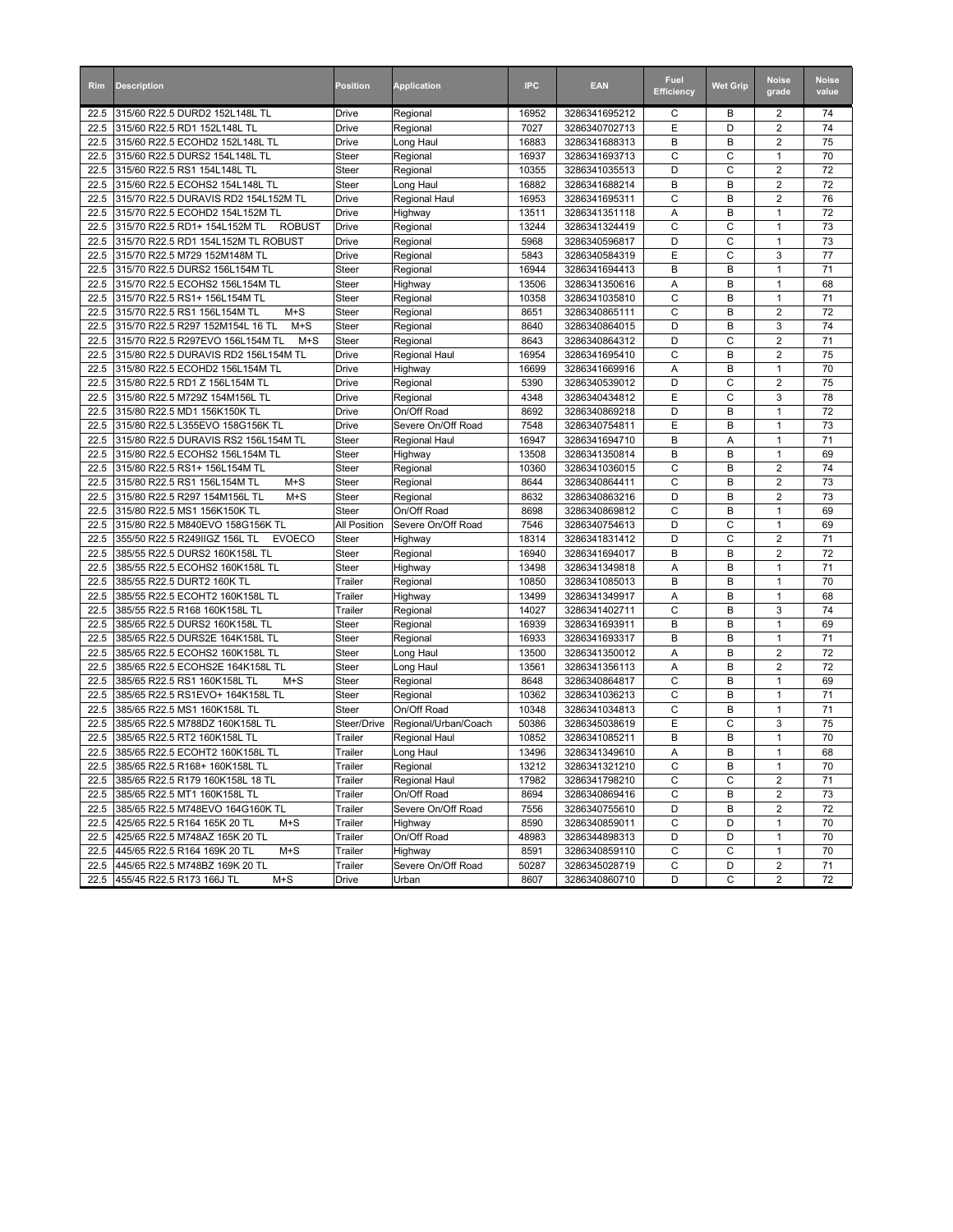| Rim | Description | Position | Application | IPC | EAN | Fuel Efficiency | Wet Grip | Noise grade | Noise value |
|---|---|---|---|---|---|---|---|---|---|
| 22.5 | 315/60 R22.5 DURD2 152L148L TL | Drive | Regional | 16952 | 3286341695212 | C | B | 2 | 74 |
| 22.5 | 315/60 R22.5 RD1 152L148L TL | Drive | Regional | 7027 | 3286340702713 | E | D | 2 | 74 |
| 22.5 | 315/60 R22.5 ECOHD2 152L148L TL | Drive | Long Haul | 16883 | 3286341688313 | B | B | 2 | 75 |
| 22.5 | 315/60 R22.5 DURS2 154L148L TL | Steer | Regional | 16937 | 3286341693713 | C | C | 1 | 70 |
| 22.5 | 315/60 R22.5 RS1 154L148L TL | Steer | Regional | 10355 | 3286341035513 | D | C | 2 | 72 |
| 22.5 | 315/60 R22.5 ECOHS2 154L148L TL | Steer | Long Haul | 16882 | 3286341688214 | B | B | 2 | 72 |
| 22.5 | 315/70 R22.5 DURAVIS RD2 154L152M TL | Drive | Regional Haul | 16953 | 3286341695311 | C | B | 2 | 76 |
| 22.5 | 315/70 R22.5 ECOHD2 154L152M TL | Drive | Highway | 13511 | 3286341351118 | A | B | 1 | 72 |
| 22.5 | 315/70 R22.5 RD1+ 154L152M TL ROBUST | Drive | Regional | 13244 | 3286341324419 | C | C | 1 | 73 |
| 22.5 | 315/70 R22.5 RD1 154L152M TL ROBUST | Drive | Regional | 5968 | 3286340596817 | D | C | 1 | 73 |
| 22.5 | 315/70 R22.5 M729 152M148M TL | Drive | Regional | 5843 | 3286340584319 | E | C | 3 | 77 |
| 22.5 | 315/70 R22.5 DURS2 156L154M TL | Steer | Regional | 16944 | 3286341694413 | B | B | 1 | 71 |
| 22.5 | 315/70 R22.5 ECOHS2 156L154M TL | Steer | Highway | 13506 | 3286341350616 | A | B | 1 | 68 |
| 22.5 | 315/70 R22.5 RS1+ 156L154M TL | Steer | Regional | 10358 | 3286341035810 | C | B | 1 | 71 |
| 22.5 | 315/70 R22.5 RS1 156L154M TL M+S | Steer | Regional | 8651 | 3286340865111 | C | B | 2 | 72 |
| 22.5 | 315/70 R22.5 R297 152M154L 16 TL M+S | Steer | Regional | 8640 | 3286340864015 | D | B | 3 | 74 |
| 22.5 | 315/70 R22.5 R297EVO 156L154M TL M+S | Steer | Regional | 8643 | 3286340864312 | D | C | 2 | 71 |
| 22.5 | 315/80 R22.5 DURAVIS RD2 156L154M TL | Drive | Regional Haul | 16954 | 3286341695410 | C | B | 2 | 75 |
| 22.5 | 315/80 R22.5 ECOHD2 156L154M TL | Drive | Highway | 16699 | 3286341669916 | A | B | 1 | 70 |
| 22.5 | 315/80 R22.5 RD1 Z 156L154M TL | Drive | Regional | 5390 | 3286340539012 | D | C | 2 | 75 |
| 22.5 | 315/80 R22.5 M729Z 154M156L TL | Drive | Regional | 4348 | 3286340434812 | E | C | 3 | 78 |
| 22.5 | 315/80 R22.5 MD1 156K150K TL | Drive | On/Off Road | 8692 | 3286340869218 | D | B | 1 | 72 |
| 22.5 | 315/80 R22.5 L355EVO 158G156K TL | Drive | Severe On/Off Road | 7548 | 3286340754811 | E | B | 1 | 73 |
| 22.5 | 315/80 R22.5 DURAVIS RS2 156L154M TL | Steer | Regional Haul | 16947 | 3286341694710 | B | A | 1 | 71 |
| 22.5 | 315/80 R22.5 ECOHS2 156L154M TL | Steer | Highway | 13508 | 3286341350814 | B | B | 1 | 69 |
| 22.5 | 315/80 R22.5 RS1+ 156L154M TL | Steer | Regional | 10360 | 3286341036015 | C | B | 2 | 74 |
| 22.5 | 315/80 R22.5 RS1 156L154M TL M+S | Steer | Regional | 8644 | 3286340864411 | C | B | 2 | 73 |
| 22.5 | 315/80 R22.5 R297 154M156L TL M+S | Steer | Regional | 8632 | 3286340863216 | D | B | 2 | 73 |
| 22.5 | 315/80 R22.5 MS1 156K150K TL | Steer | On/Off Road | 8698 | 3286340869812 | C | B | 1 | 69 |
| 22.5 | 315/80 R22.5 M840EVO 158G156K TL | All Position | Severe On/Off Road | 7546 | 3286340754613 | D | C | 1 | 69 |
| 22.5 | 355/50 R22.5 R249IIGZ 156L TL EVOECO | Steer | Highway | 18314 | 3286341831412 | D | C | 2 | 71 |
| 22.5 | 385/55 R22.5 DURS2 160K158L TL | Steer | Regional | 16940 | 3286341694017 | B | B | 2 | 72 |
| 22.5 | 385/55 R22.5 ECOHS2 160K158L TL | Steer | Highway | 13498 | 3286341349818 | A | B | 1 | 71 |
| 22.5 | 385/55 R22.5 DURT2 160K TL | Trailer | Regional | 10850 | 3286341085013 | B | B | 1 | 70 |
| 22.5 | 385/55 R22.5 ECOHT2 160K158L TL | Trailer | Highway | 13499 | 3286341349917 | A | B | 1 | 68 |
| 22.5 | 385/55 R22.5 R168 160K158L TL | Trailer | Regional | 14027 | 3286341402711 | C | B | 3 | 74 |
| 22.5 | 385/65 R22.5 DURS2 160K158L TL | Steer | Regional | 16939 | 3286341693911 | B | B | 1 | 69 |
| 22.5 | 385/65 R22.5 DURS2E 164K158L TL | Steer | Regional | 16933 | 3286341693317 | B | B | 1 | 71 |
| 22.5 | 385/65 R22.5 ECOHS2 160K158L TL | Steer | Long Haul | 13500 | 3286341350012 | A | B | 2 | 72 |
| 22.5 | 385/65 R22.5 ECOHS2E 164K158L TL | Steer | Long Haul | 13561 | 3286341356113 | A | B | 2 | 72 |
| 22.5 | 385/65 R22.5 RS1 160K158L TL M+S | Steer | Regional | 8648 | 3286340864817 | C | B | 1 | 69 |
| 22.5 | 385/65 R22.5 RS1EVO+ 164K158L TL | Steer | Regional | 10362 | 3286341036213 | C | B | 1 | 71 |
| 22.5 | 385/65 R22.5 MS1 160K158L TL | Steer | On/Off Road | 10348 | 3286341034813 | C | B | 1 | 71 |
| 22.5 | 385/65 R22.5 M788DZ 160K158L TL | Steer/Drive | Regional/Urban/Coach | 50386 | 3286345038619 | E | C | 3 | 75 |
| 22.5 | 385/65 R22.5 RT2 160K158L TL | Trailer | Regional Haul | 10852 | 3286341085211 | B | B | 1 | 70 |
| 22.5 | 385/65 R22.5 ECOHT2 160K158L TL | Trailer | Long Haul | 13496 | 3286341349610 | A | B | 1 | 68 |
| 22.5 | 385/65 R22.5 R168+ 160K158L TL | Trailer | Regional | 13212 | 3286341321210 | C | B | 1 | 70 |
| 22.5 | 385/65 R22.5 R179 160K158L 18 TL | Trailer | Regional Haul | 17982 | 3286341798210 | C | C | 2 | 71 |
| 22.5 | 385/65 R22.5 MT1 160K158L TL | Trailer | On/Off Road | 8694 | 3286340869416 | C | B | 2 | 73 |
| 22.5 | 385/65 R22.5 M748EVO 164G160K TL | Trailer | Severe On/Off Road | 7556 | 3286340755610 | D | B | 2 | 72 |
| 22.5 | 425/65 R22.5 R164 165K 20 TL M+S | Trailer | Highway | 8590 | 3286340859011 | C | D | 1 | 70 |
| 22.5 | 425/65 R22.5 M748AZ 165K 20 TL | Trailer | On/Off Road | 48983 | 3286344898313 | D | D | 1 | 70 |
| 22.5 | 445/65 R22.5 R164 169K 20 TL M+S | Trailer | Highway | 8591 | 3286340859110 | C | C | 1 | 70 |
| 22.5 | 445/65 R22.5 M748BZ 169K 20 TL | Trailer | Severe On/Off Road | 50287 | 3286345028719 | C | D | 2 | 71 |
| 22.5 | 455/45 R22.5 R173 166J TL M+S | Drive | Urban | 8607 | 3286340860710 | D | C | 2 | 72 |